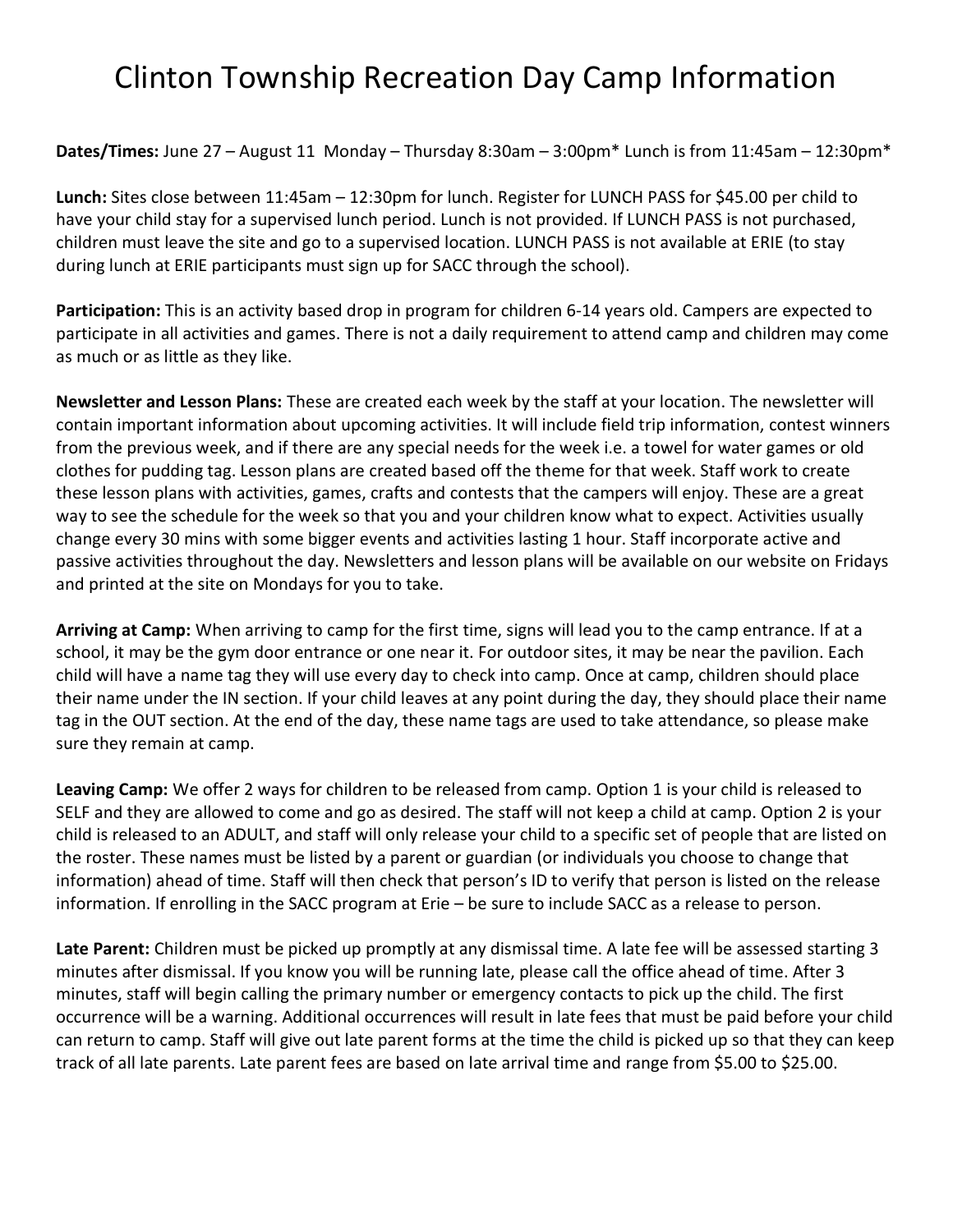# Clinton Township Recreation Day Camp Information

**Dates/Times:** June 27 – August 11 Monday – Thursday 8:30am – 3:00pm* Lunch is from 11:45am – 12:30pm*

**Lunch:** Sites close between 11:45am – 12:30pm for lunch. Register for LUNCH PASS for $45.00 per child to have your child stay for a supervised lunch period. Lunch is not provided. If LUNCH PASS is not purchased, children must leave the site and go to a supervised location. LUNCH PASS is not available at ERIE (to stay during lunch at ERIE participants must sign up for SACC through the school).

**Participation:** This is an activity based drop in program for children 6-14 years old. Campers are expected to participate in all activities and games. There is not a daily requirement to attend camp and children may come as much or as little as they like.

**Newsletter and Lesson Plans:** These are created each week by the staff at your location. The newsletter will contain important information about upcoming activities. It will include field trip information, contest winners from the previous week, and if there are any special needs for the week i.e. a towel for water games or old clothes for pudding tag. Lesson plans are created based off the theme for that week. Staff work to create these lesson plans with activities, games, crafts and contests that the campers will enjoy. These are a great way to see the schedule for the week so that you and your children know what to expect. Activities usually change every 30 mins with some bigger events and activities lasting 1 hour. Staff incorporate active and passive activities throughout the day. Newsletters and lesson plans will be available on our website on Fridays and printed at the site on Mondays for you to take.

**Arriving at Camp:** When arriving to camp for the first time, signs will lead you to the camp entrance. If at a school, it may be the gym door entrance or one near it. For outdoor sites, it may be near the pavilion. Each child will have a name tag they will use every day to check into camp. Once at camp, children should place their name under the IN section. If your child leaves at any point during the day, they should place their name tag in the OUT section. At the end of the day, these name tags are used to take attendance, so please make sure they remain at camp.

**Leaving Camp:** We offer 2 ways for children to be released from camp. Option 1 is your child is released to SELF and they are allowed to come and go as desired. The staff will not keep a child at camp. Option 2 is your child is released to an ADULT, and staff will only release your child to a specific set of people that are listed on the roster. These names must be listed by a parent or guardian (or individuals you choose to change that information) ahead of time. Staff will then check that person's ID to verify that person is listed on the release information. If enrolling in the SACC program at Erie – be sure to include SACC as a release to person.

**Late Parent:** Children must be picked up promptly at any dismissal time. A late fee will be assessed starting 3 minutes after dismissal. If you know you will be running late, please call the office ahead of time. After 3 minutes, staff will begin calling the primary number or emergency contacts to pick up the child. The first occurrence will be a warning. Additional occurrences will result in late fees that must be paid before your child can return to camp. Staff will give out late parent forms at the time the child is picked up so that they can keep track of all late parents. Late parent fees are based on late arrival time and range from $5.00 to $25.00.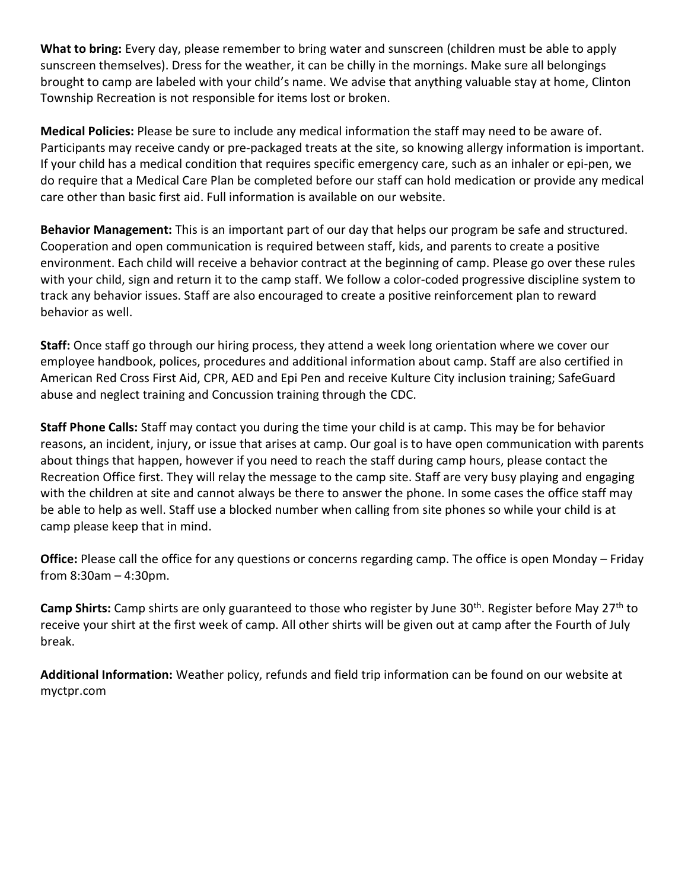**What to bring:** Every day, please remember to bring water and sunscreen (children must be able to apply sunscreen themselves). Dress for the weather, it can be chilly in the mornings. Make sure all belongings brought to camp are labeled with your child's name. We advise that anything valuable stay at home, Clinton Township Recreation is not responsible for items lost or broken.

**Medical Policies:** Please be sure to include any medical information the staff may need to be aware of. Participants may receive candy or pre-packaged treats at the site, so knowing allergy information is important. If your child has a medical condition that requires specific emergency care, such as an inhaler or epi-pen, we do require that a Medical Care Plan be completed before our staff can hold medication or provide any medical care other than basic first aid. Full information is available on our website.

**Behavior Management:** This is an important part of our day that helps our program be safe and structured. Cooperation and open communication is required between staff, kids, and parents to create a positive environment. Each child will receive a behavior contract at the beginning of camp. Please go over these rules with your child, sign and return it to the camp staff. We follow a color-coded progressive discipline system to track any behavior issues. Staff are also encouraged to create a positive reinforcement plan to reward behavior as well.

**Staff:** Once staff go through our hiring process, they attend a week long orientation where we cover our employee handbook, polices, procedures and additional information about camp. Staff are also certified in American Red Cross First Aid, CPR, AED and Epi Pen and receive Kulture City inclusion training; SafeGuard abuse and neglect training and Concussion training through the CDC.

**Staff Phone Calls:** Staff may contact you during the time your child is at camp. This may be for behavior reasons, an incident, injury, or issue that arises at camp. Our goal is to have open communication with parents about things that happen, however if you need to reach the staff during camp hours, please contact the Recreation Office first. They will relay the message to the camp site. Staff are very busy playing and engaging with the children at site and cannot always be there to answer the phone. In some cases the office staff may be able to help as well. Staff use a blocked number when calling from site phones so while your child is at camp please keep that in mind.

**Office:** Please call the office for any questions or concerns regarding camp. The office is open Monday – Friday from 8:30am – 4:30pm.

**Camp Shirts:** Camp shirts are only guaranteed to those who register by June 30th. Register before May 27th to receive your shirt at the first week of camp. All other shirts will be given out at camp after the Fourth of July break.

**Additional Information:** Weather policy, refunds and field trip information can be found on our website at myctpr.com